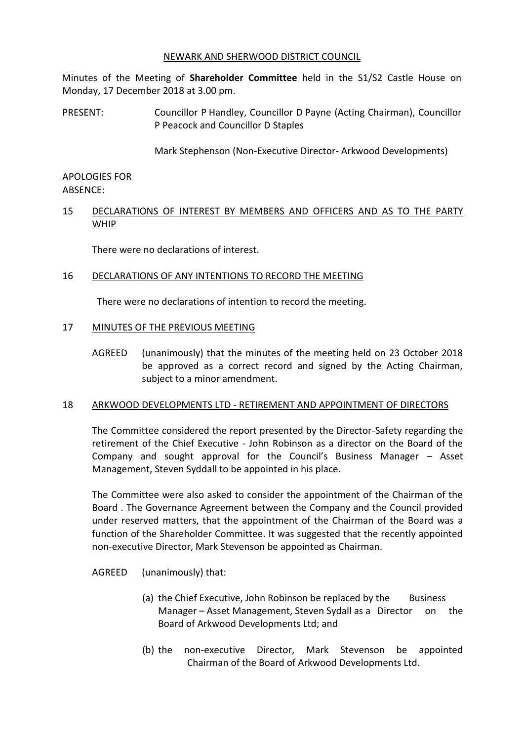NEWARK AND SHERWOOD DISTRICT COUNCIL

Minutes of the Meeting of **Shareholder Committee** held in the S1/S2 Castle House on Monday, 17 December 2018 at 3.00 pm.

PRESENT: Councillor P Handley, Councillor D Payne (Acting Chairman), Councillor P Peacock and Councillor D Staples

Mark Stephenson (Non-Executive Director- Arkwood Developments)

APOLOGIES FOR ABSENCE:

## 15 DECLARATIONS OF INTEREST BY MEMBERS AND OFFICERS AND AS TO THE PARTY WHIP

There were no declarations of interest.

## 16 DECLARATIONS OF ANY INTENTIONS TO RECORD THE MEETING

There were no declarations of intention to record the meeting.

## 17 MINUTES OF THE PREVIOUS MEETING

AGREED (unanimously) that the minutes of the meeting held on 23 October 2018 be approved as a correct record and signed by the Acting Chairman, subject to a minor amendment.

## 18 ARKWOOD DEVELOPMENTS LTD - RETIREMENT AND APPOINTMENT OF DIRECTORS

The Committee considered the report presented by the Director-Safety regarding the retirement of the Chief Executive - John Robinson as a director on the Board of the Company and sought approval for the Council's Business Manager – Asset Management, Steven Syddall to be appointed in his place.

The Committee were also asked to consider the appointment of the Chairman of the Board . The Governance Agreement between the Company and the Council provided under reserved matters, that the appointment of the Chairman of the Board was a function of the Shareholder Committee. It was suggested that the recently appointed non-executive Director, Mark Stevenson be appointed as Chairman.

AGREED (unanimously) that:

(a) the Chief Executive, John Robinson be replaced by the Business Manager – Asset Management, Steven Sydall as a Director on the Board of Arkwood Developments Ltd; and

(b) the non-executive Director, Mark Stevenson be appointed Chairman of the Board of Arkwood Developments Ltd.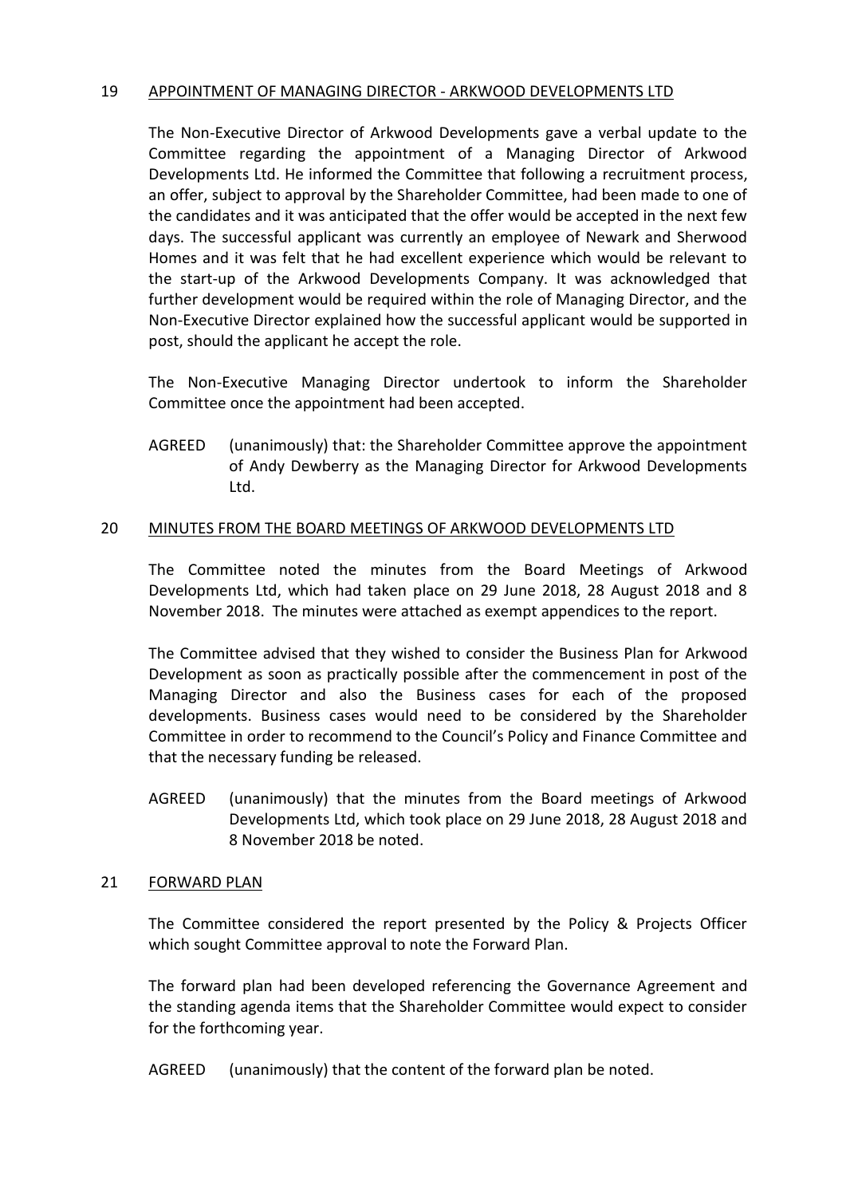## 19 APPOINTMENT OF MANAGING DIRECTOR - ARKWOOD DEVELOPMENTS LTD

The Non-Executive Director of Arkwood Developments gave a verbal update to the Committee regarding the appointment of a Managing Director of Arkwood Developments Ltd. He informed the Committee that following a recruitment process, an offer, subject to approval by the Shareholder Committee, had been made to one of the candidates and it was anticipated that the offer would be accepted in the next few days. The successful applicant was currently an employee of Newark and Sherwood Homes and it was felt that he had excellent experience which would be relevant to the start-up of the Arkwood Developments Company. It was acknowledged that further development would be required within the role of Managing Director, and the Non-Executive Director explained how the successful applicant would be supported in post, should the applicant he accept the role.

The Non-Executive Managing Director undertook to inform the Shareholder Committee once the appointment had been accepted.

AGREED (unanimously) that: the Shareholder Committee approve the appointment of Andy Dewberry as the Managing Director for Arkwood Developments Ltd.

## 20 MINUTES FROM THE BOARD MEETINGS OF ARKWOOD DEVELOPMENTS LTD

The Committee noted the minutes from the Board Meetings of Arkwood Developments Ltd, which had taken place on 29 June 2018, 28 August 2018 and 8 November 2018. The minutes were attached as exempt appendices to the report.

The Committee advised that they wished to consider the Business Plan for Arkwood Development as soon as practically possible after the commencement in post of the Managing Director and also the Business cases for each of the proposed developments. Business cases would need to be considered by the Shareholder Committee in order to recommend to the Council's Policy and Finance Committee and that the necessary funding be released.

AGREED (unanimously) that the minutes from the Board meetings of Arkwood Developments Ltd, which took place on 29 June 2018, 28 August 2018 and 8 November 2018 be noted.

## 21 FORWARD PLAN

The Committee considered the report presented by the Policy & Projects Officer which sought Committee approval to note the Forward Plan.

The forward plan had been developed referencing the Governance Agreement and the standing agenda items that the Shareholder Committee would expect to consider for the forthcoming year.

AGREED (unanimously) that the content of the forward plan be noted.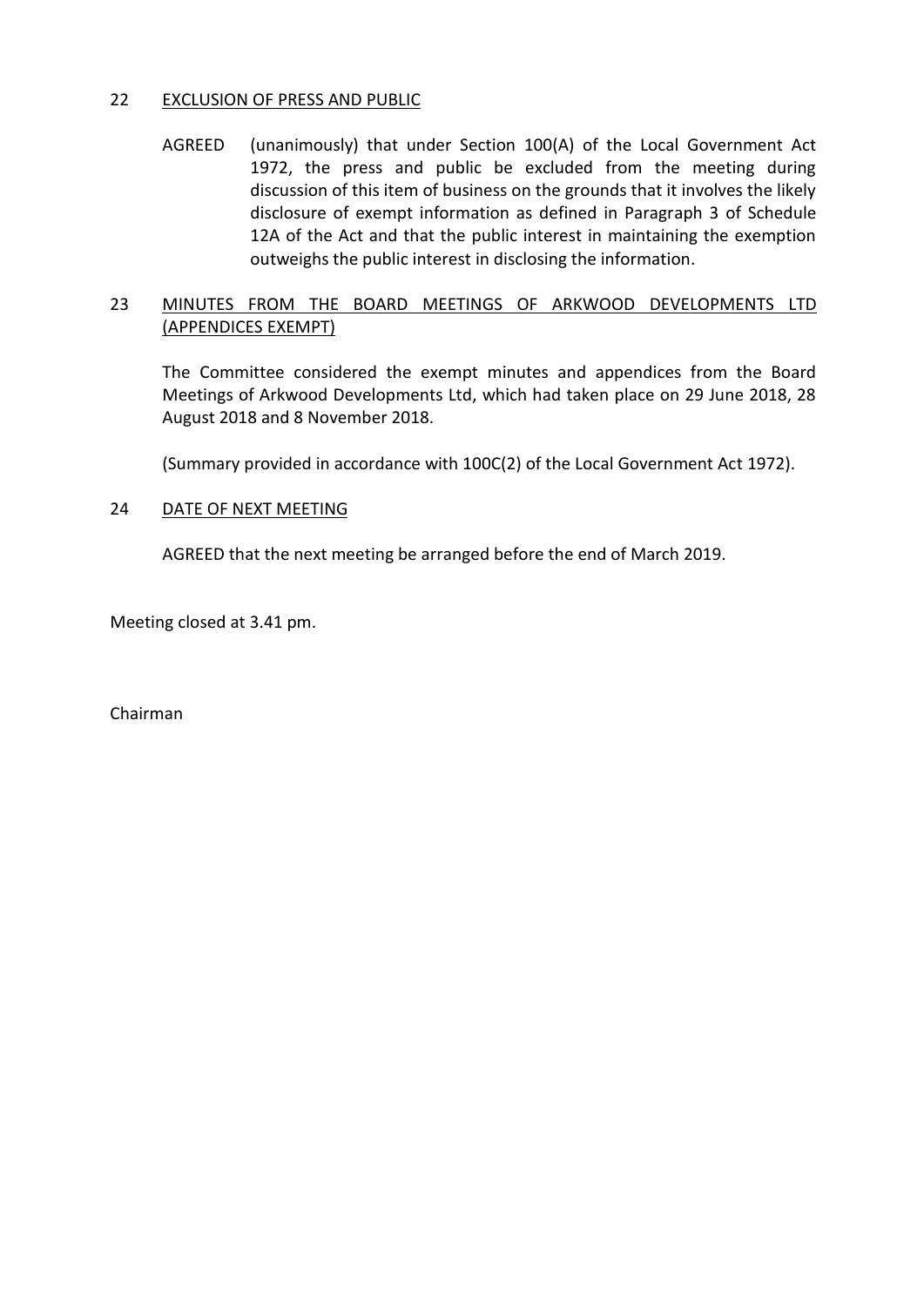22 EXCLUSION OF PRESS AND PUBLIC

AGREED (unanimously) that under Section 100(A) of the Local Government Act 1972, the press and public be excluded from the meeting during discussion of this item of business on the grounds that it involves the likely disclosure of exempt information as defined in Paragraph 3 of Schedule 12A of the Act and that the public interest in maintaining the exemption outweighs the public interest in disclosing the information.

23 MINUTES FROM THE BOARD MEETINGS OF ARKWOOD DEVELOPMENTS LTD (APPENDICES EXEMPT)

The Committee considered the exempt minutes and appendices from the Board Meetings of Arkwood Developments Ltd, which had taken place on 29 June 2018, 28 August 2018 and 8 November 2018.

(Summary provided in accordance with 100C(2) of the Local Government Act 1972).

24 DATE OF NEXT MEETING

AGREED that the next meeting be arranged before the end of March 2019.

Meeting closed at 3.41 pm.

Chairman